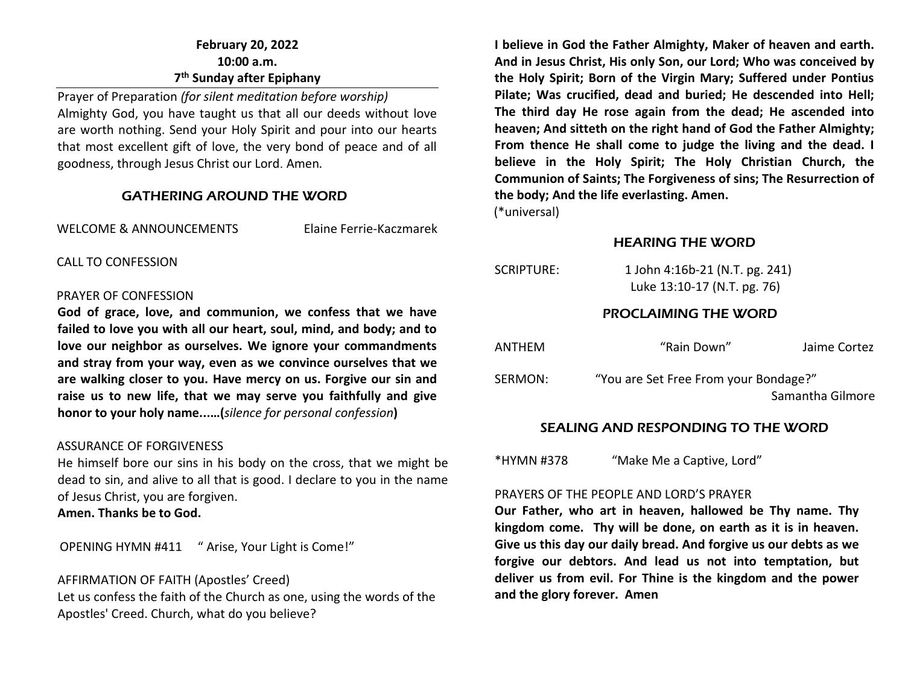**February 20, 2022**
**10:00 a.m.**
**7th Sunday after Epiphany**

Prayer of Preparation *(for silent meditation before worship)*
Almighty God, you have taught us that all our deeds without love are worth nothing. Send your Holy Spirit and pour into our hearts that most excellent gift of love, the very bond of peace and of all goodness, through Jesus Christ our Lord. Amen*.*

## GATHERING AROUND THE WORD

WELCOME & ANNOUNCEMENTS Elaine Ferrie-Kaczmarek

CALL TO CONFESSION

PRAYER OF CONFESSION
**God of grace, love, and communion, we confess that we have failed to love you with all our heart, soul, mind, and body; and to love our neighbor as ourselves. We ignore your commandments and stray from your way, even as we convince ourselves that we are walking closer to you. Have mercy on us. Forgive our sin and raise us to new life, that we may serve you faithfully and give honor to your holy name...…(***silence for personal confession***)**

ASSURANCE OF FORGIVENESS
He himself bore our sins in his body on the cross, that we might be dead to sin, and alive to all that is good. I declare to you in the name of Jesus Christ, you are forgiven.
**Amen. Thanks be to God.**

OPENING HYMN #411 " Arise, Your Light is Come!"

AFFIRMATION OF FAITH (Apostles' Creed)
Let us confess the faith of the Church as one, using the words of the Apostles' Creed. Church, what do you believe?

**I believe in God the Father Almighty, Maker of heaven and earth. And in Jesus Christ, His only Son, our Lord; Who was conceived by the Holy Spirit; Born of the Virgin Mary; Suffered under Pontius Pilate; Was crucified, dead and buried; He descended into Hell; The third day He rose again from the dead; He ascended into heaven; And sitteth on the right hand of God the Father Almighty; From thence He shall come to judge the living and the dead. I believe in the Holy Spirit; The Holy Christian Church, the Communion of Saints; The Forgiveness of sins; The Resurrection of the body; And the life everlasting. Amen.**
(*universal)

## HEARING THE WORD

SCRIPTURE: 1 John 4:16b-21 (N.T. pg. 241)
Luke 13:10-17 (N.T. pg. 76)

## PROCLAIMING THE WORD

ANTHEM "Rain Down" Jaime Cortez

SERMON: "You are Set Free From your Bondage?"
Samantha Gilmore

## SEALING AND RESPONDING TO THE WORD

*HYMN #378 "Make Me a Captive, Lord"

PRAYERS OF THE PEOPLE AND LORD'S PRAYER
**Our Father, who art in heaven, hallowed be Thy name. Thy kingdom come. Thy will be done, on earth as it is in heaven. Give us this day our daily bread. And forgive us our debts as we forgive our debtors. And lead us not into temptation, but deliver us from evil. For Thine is the kingdom and the power and the glory forever. Amen**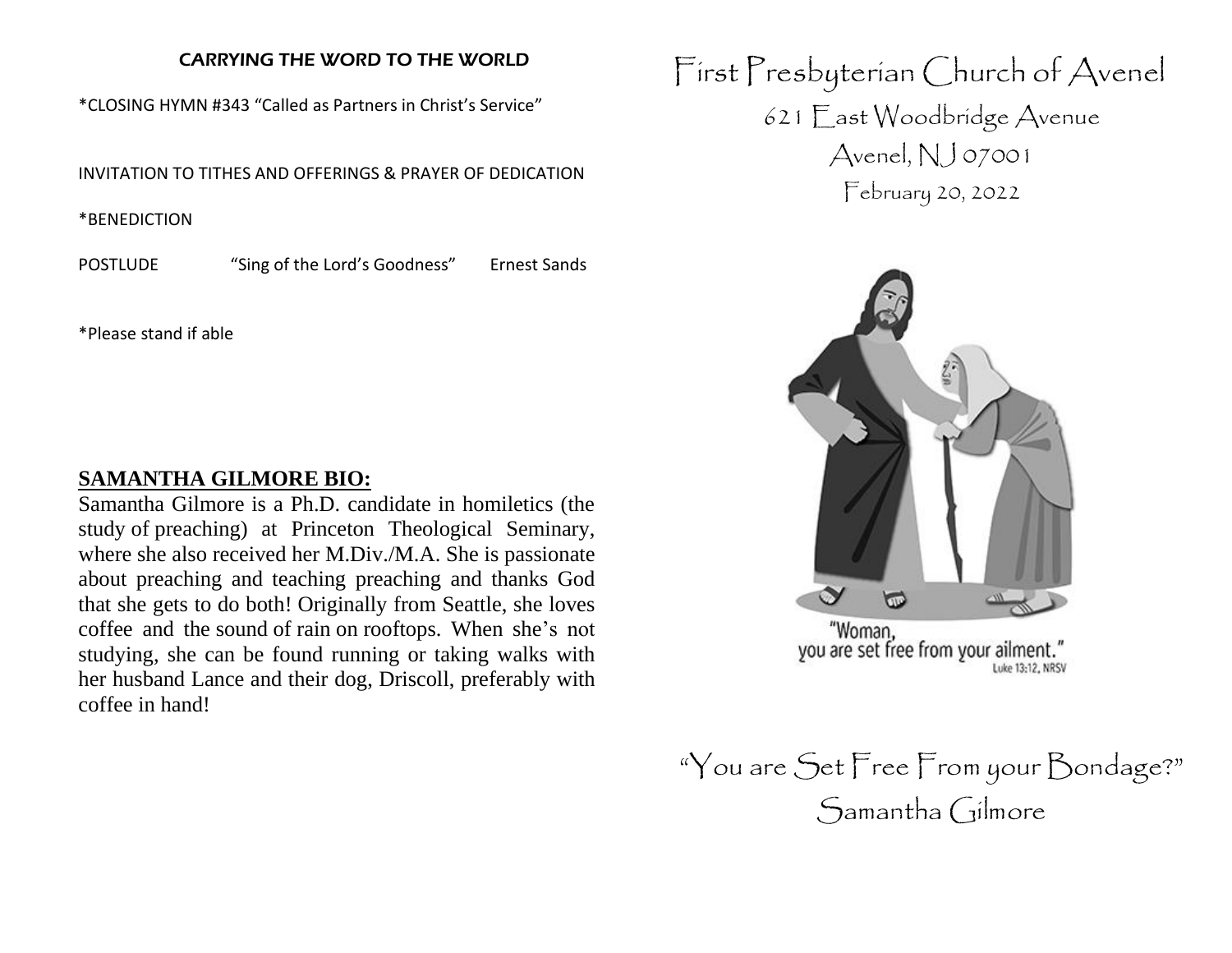## CARRYING THE WORD TO THE WORLD

*CLOSING HYMN #343 "Called as Partners in Christ's Service"

INVITATION TO TITHES AND OFFERINGS & PRAYER OF DEDICATION

*BENEDICTION

POSTLUDE "Sing of the Lord's Goodness" Ernest Sands

*Please stand if able

**SAMANTHA GILMORE BIO:**

Samantha Gilmore is a Ph.D. candidate in homiletics (the study of preaching) at Princeton Theological Seminary, where she also received her M.Div./M.A. She is passionate about preaching and teaching preaching and thanks God that she gets to do both! Originally from Seattle, she loves coffee and the sound of rain on rooftops. When she's not studying, she can be found running or taking walks with her husband Lance and their dog, Driscoll, preferably with coffee in hand!

# First Presbyterian Church of Avenel

621 East Woodbridge Avenue

Avenel, NJ 07001

February 20, 2022

"Woman, you are set free from your ailment." Luke 13:12, NRSV

## "You are Set Free From your Bondage?"

Samantha Gilmore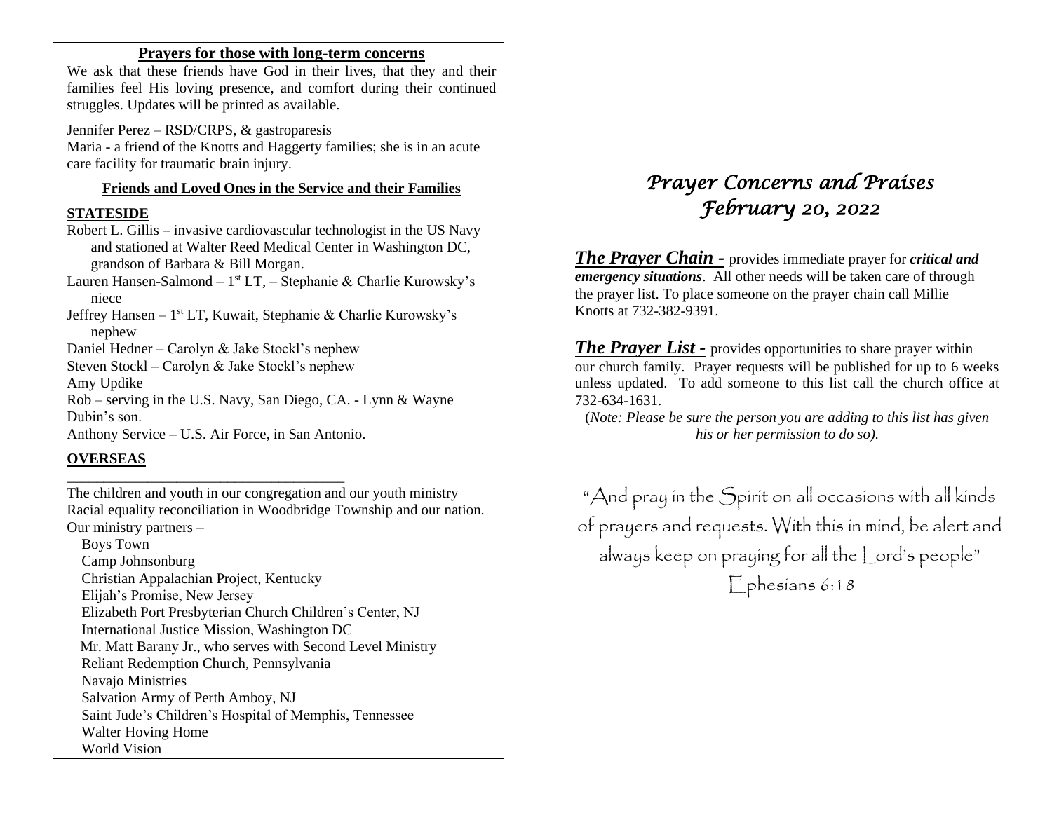**Prayers for those with long-term concerns**

We ask that these friends have God in their lives, that they and their families feel His loving presence, and comfort during their continued struggles. Updates will be printed as available.

Jennifer Perez – RSD/CRPS, & gastroparesis
Maria - a friend of the Knotts and Haggerty families; she is in an acute care facility for traumatic brain injury.

**Friends and Loved Ones in the Service and their Families**

**STATESIDE**

Robert L. Gillis – invasive cardiovascular technologist in the US Navy and stationed at Walter Reed Medical Center in Washington DC, grandson of Barbara & Bill Morgan.
Lauren Hansen-Salmond – 1st LT, – Stephanie & Charlie Kurowsky's niece
Jeffrey Hansen – 1st LT, Kuwait, Stephanie & Charlie Kurowsky's nephew
Daniel Hedner – Carolyn & Jake Stockl's nephew
Steven Stockl – Carolyn & Jake Stockl's nephew
Amy Updike
Rob – serving in the U.S. Navy, San Diego, CA. - Lynn & Wayne Dubin's son.
Anthony Service – U.S. Air Force, in San Antonio.

**OVERSEAS**

---

The children and youth in our congregation and our youth ministry
Racial equality reconciliation in Woodbridge Township and our nation.
Our ministry partners –

- Boys Town
- Camp Johnsonburg
- Christian Appalachian Project, Kentucky
- Elijah's Promise, New Jersey
- Elizabeth Port Presbyterian Church Children's Center, NJ
- International Justice Mission, Washington DC
- Mr. Matt Barany Jr., who serves with Second Level Ministry
- Reliant Redemption Church, Pennsylvania
- Navajo Ministries
- Salvation Army of Perth Amboy, NJ
- Saint Jude's Children's Hospital of Memphis, Tennessee
- Walter Hoving Home
- World Vision

# *Prayer Concerns and Praises*
## *February 20, 2022*

***The Prayer Chain -*** provides immediate prayer for ***critical and emergency situations***. All other needs will be taken care of through the prayer list. To place someone on the prayer chain call Millie Knotts at 732-382-9391.

***The Prayer List -*** provides opportunities to share prayer within our church family. Prayer requests will be published for up to 6 weeks unless updated. To add someone to this list call the church office at 732-634-1631.

(*Note: Please be sure the person you are adding to this list has given his or her permission to do so).*

"And pray in the Spirit on all occasions with all kinds of prayers and requests. With this in mind, be alert and always keep on praying for all the Lord's people"
Ephesians 6:18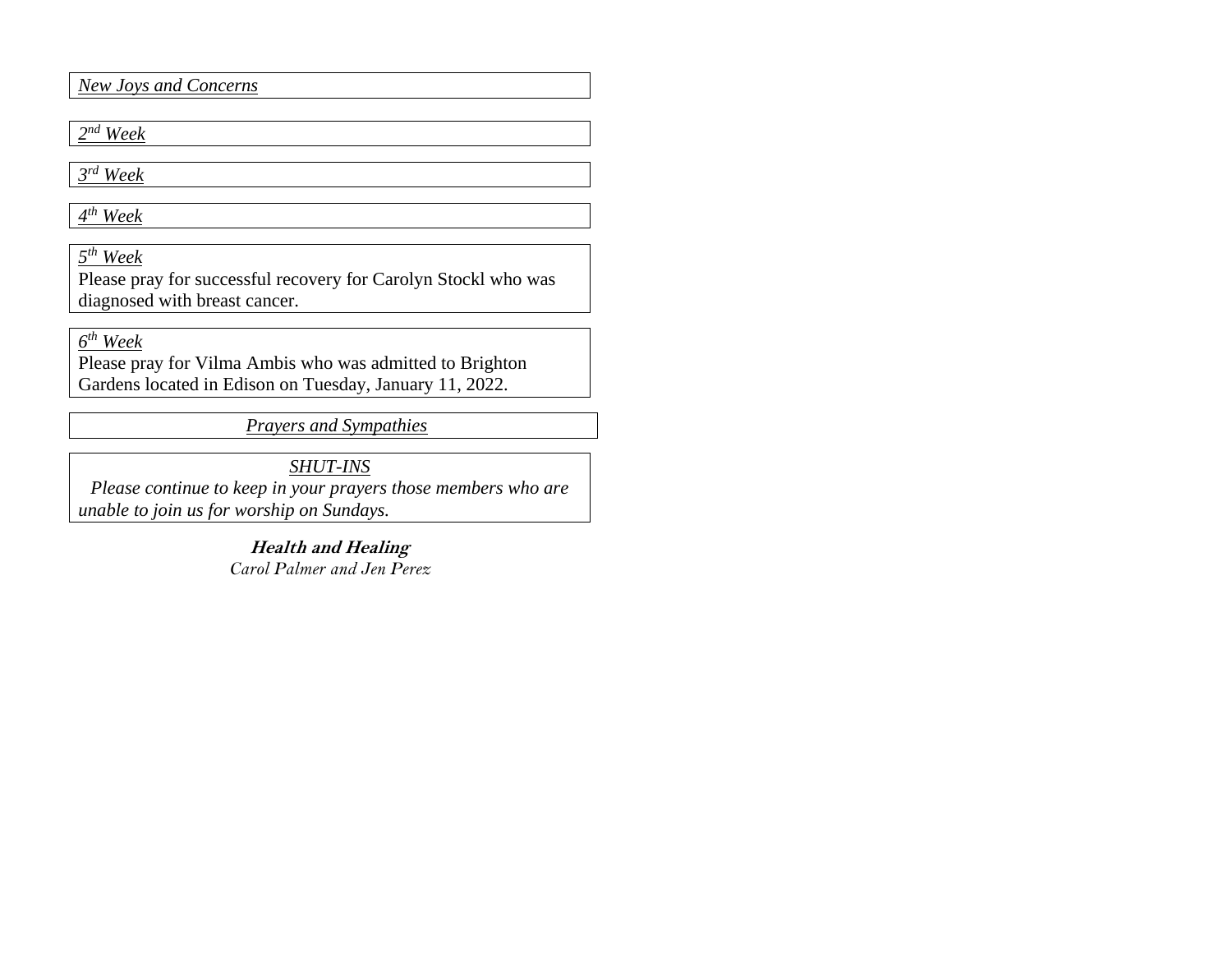*New Joys and Concerns*

*2nd Week*

*3rd Week*

*4th Week*

*5th Week*

Please pray for successful recovery for Carolyn Stockl who was diagnosed with breast cancer.

*6th Week*

Please pray for Vilma Ambis who was admitted to Brighton Gardens located in Edison on Tuesday, January 11, 2022.

*Prayers and Sympathies*

*SHUT-INS*

*Please continue to keep in your prayers those members who are unable to join us for worship on Sundays.*

***Health and Healing***

*Carol Palmer and Jen Perez*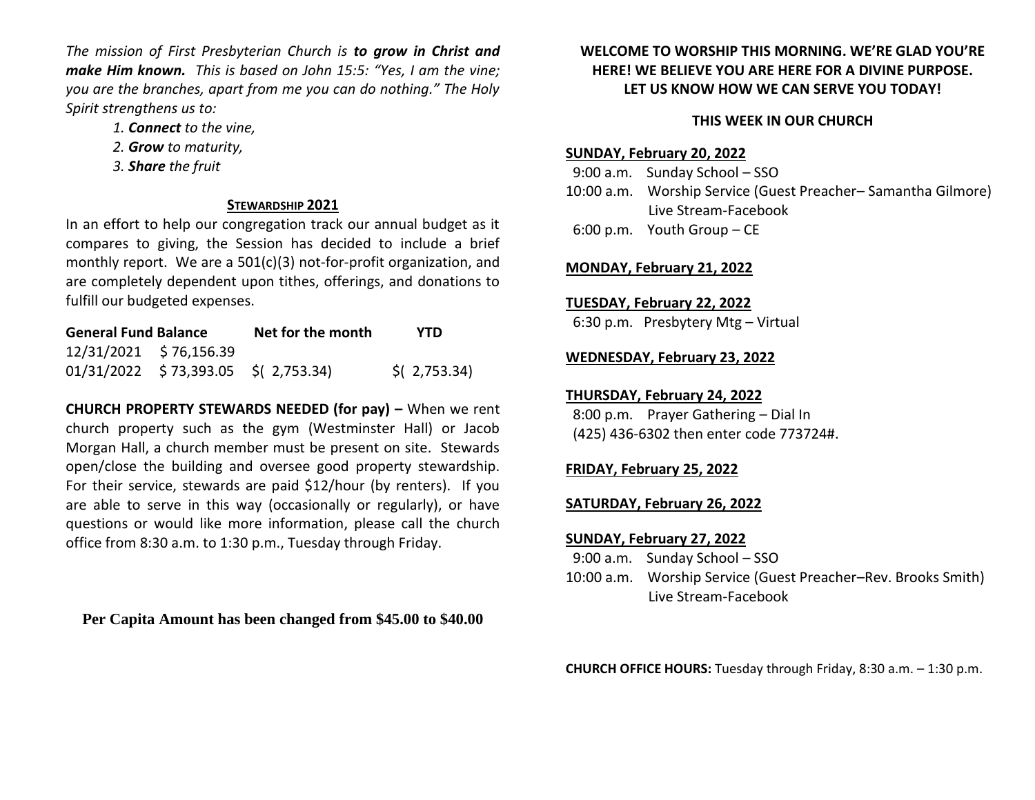*The mission of First Presbyterian Church is **to grow in Christ and make Him known.** This is based on John 15:5: "Yes, I am the vine; you are the branches, apart from me you can do nothing." The Holy Spirit strengthens us to:*

1. ***Connect** to the vine,*
2. ***Grow** to maturity,*
3. ***Share** the fruit*

## STEWARDSHIP 2021

In an effort to help our congregation track our annual budget as it compares to giving, the Session has decided to include a brief monthly report. We are a 501(c)(3) not-for-profit organization, and are completely dependent upon tithes, offerings, and donations to fulfill our budgeted expenses.

| General Fund Balance | | Net for the month | YTD |
|---|---|---|---|
| 12/31/2021 | $ 76,156.39 | | |
| 01/31/2022 | $ 73,393.05 | $( 2,753.34) | $( 2,753.34) |

**CHURCH PROPERTY STEWARDS NEEDED (for pay) –** When we rent church property such as the gym (Westminster Hall) or Jacob Morgan Hall, a church member must be present on site. Stewards open/close the building and oversee good property stewardship. For their service, stewards are paid $12/hour (by renters). If you are able to serve in this way (occasionally or regularly), or have questions or would like more information, please call the church office from 8:30 a.m. to 1:30 p.m., Tuesday through Friday.

**Per Capita Amount has been changed from $45.00 to $40.00**

**WELCOME TO WORSHIP THIS MORNING. WE'RE GLAD YOU'RE HERE! WE BELIEVE YOU ARE HERE FOR A DIVINE PURPOSE. LET US KNOW HOW WE CAN SERVE YOU TODAY!**

## THIS WEEK IN OUR CHURCH

**SUNDAY, February 20, 2022**

9:00 a.m. Sunday School – SSO
10:00 a.m. Worship Service (Guest Preacher– Samantha Gilmore)
Live Stream-Facebook
6:00 p.m. Youth Group – CE

**MONDAY, February 21, 2022**

**TUESDAY, February 22, 2022**

6:30 p.m. Presbytery Mtg – Virtual

**WEDNESDAY, February 23, 2022**

**THURSDAY, February 24, 2022**

8:00 p.m. Prayer Gathering – Dial In
(425) 436-6302 then enter code 773724#.

**FRIDAY, February 25, 2022**

**SATURDAY, February 26, 2022**

**SUNDAY, February 27, 2022**

9:00 a.m. Sunday School – SSO
10:00 a.m. Worship Service (Guest Preacher–Rev. Brooks Smith)
Live Stream-Facebook

**CHURCH OFFICE HOURS:** Tuesday through Friday, 8:30 a.m. – 1:30 p.m.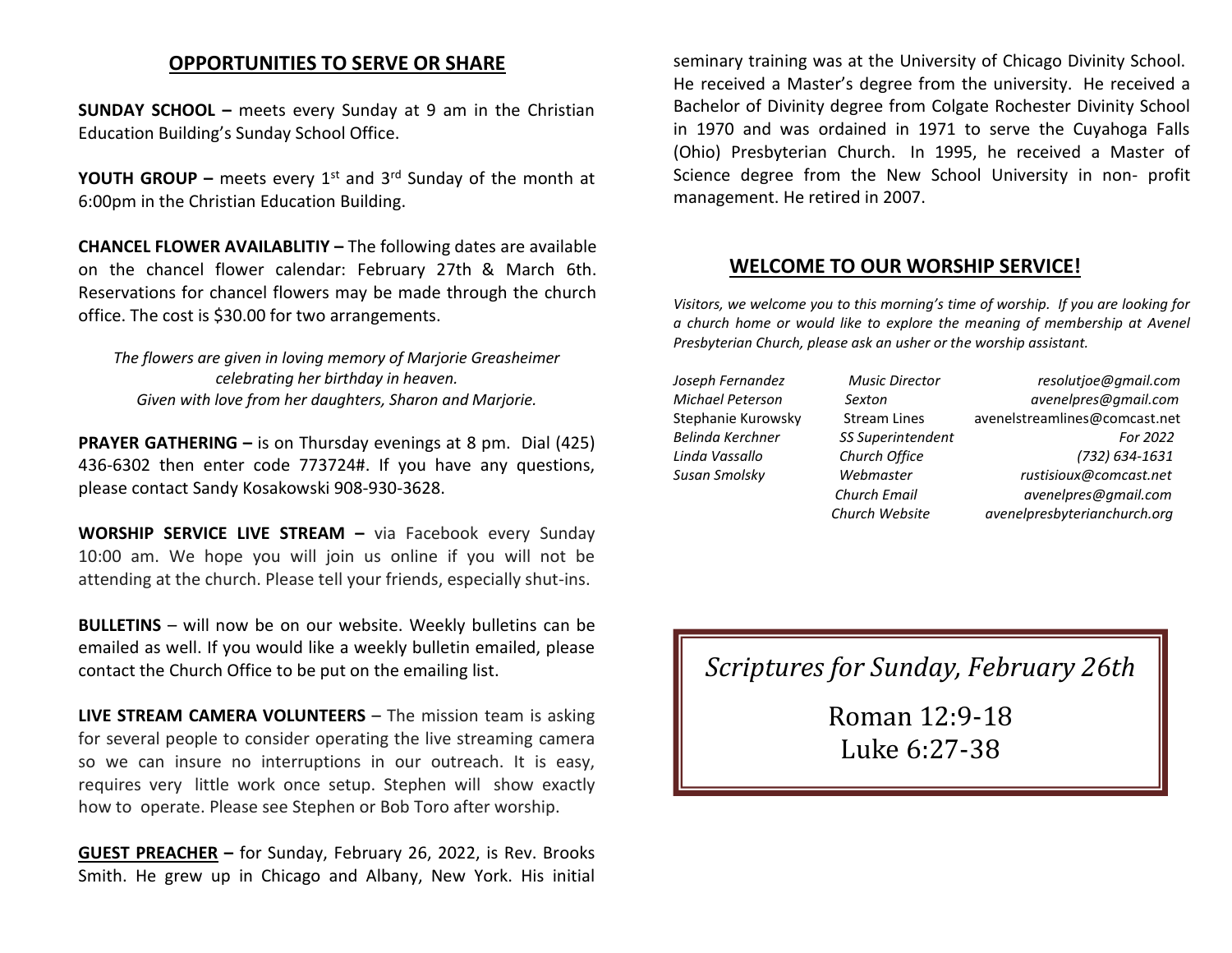## OPPORTUNITIES TO SERVE OR SHARE

**SUNDAY SCHOOL –** meets every Sunday at 9 am in the Christian Education Building's Sunday School Office.

**YOUTH GROUP –** meets every 1st and 3rd Sunday of the month at 6:00pm in the Christian Education Building.

**CHANCEL FLOWER AVAILABLITIY –** The following dates are available on the chancel flower calendar: February 27th & March 6th. Reservations for chancel flowers may be made through the church office. The cost is $30.00 for two arrangements.

*The flowers are given in loving memory of Marjorie Greasheimer celebrating her birthday in heaven.*
*Given with love from her daughters, Sharon and Marjorie.*

**PRAYER GATHERING –** is on Thursday evenings at 8 pm. Dial (425) 436-6302 then enter code 773724#. If you have any questions, please contact Sandy Kosakowski 908-930-3628.

**WORSHIP SERVICE LIVE STREAM –** via Facebook every Sunday 10:00 am. We hope you will join us online if you will not be attending at the church. Please tell your friends, especially shut-ins.

**BULLETINS** – will now be on our website. Weekly bulletins can be emailed as well. If you would like a weekly bulletin emailed, please contact the Church Office to be put on the emailing list.

**LIVE STREAM CAMERA VOLUNTEERS** – The mission team is asking for several people to consider operating the live streaming camera so we can insure no interruptions in our outreach. It is easy, requires very little work once setup. Stephen will show exactly how to operate. Please see Stephen or Bob Toro after worship.

**GUEST PREACHER –** for Sunday, February 26, 2022, is Rev. Brooks Smith. He grew up in Chicago and Albany, New York. His initial seminary training was at the University of Chicago Divinity School. He received a Master's degree from the university. He received a Bachelor of Divinity degree from Colgate Rochester Divinity School in 1970 and was ordained in 1971 to serve the Cuyahoga Falls (Ohio) Presbyterian Church. In 1995, he received a Master of Science degree from the New School University in non- profit management. He retired in 2007.

## WELCOME TO OUR WORSHIP SERVICE!

*Visitors, we welcome you to this morning's time of worship. If you are looking for a church home or would like to explore the meaning of membership at Avenel Presbyterian Church, please ask an usher or the worship assistant.*

| | | |
|---|---|---|
| *Joseph Fernandez* | *Music Director* | *resolutjoe@gmail.com* |
| *Michael Peterson* | *Sexton* | *avenelpres@gmail.com* |
| Stephanie Kurowsky | Stream Lines | avenelstreamlines@comcast.net |
| *Belinda Kerchner* | *SS Superintendent* | *For 2022* |
| *Linda Vassallo* | *Church Office* | *(732) 634-1631* |
| *Susan Smolsky* | *Webmaster* | *rustisioux@comcast.net* |
| | *Church Email* | *avenelpres@gmail.com* |
| | *Church Website* | *avenelpresbyterianchurch.org* |

*Scriptures for Sunday, February 26th*

Roman 12:9-18
Luke 6:27-38